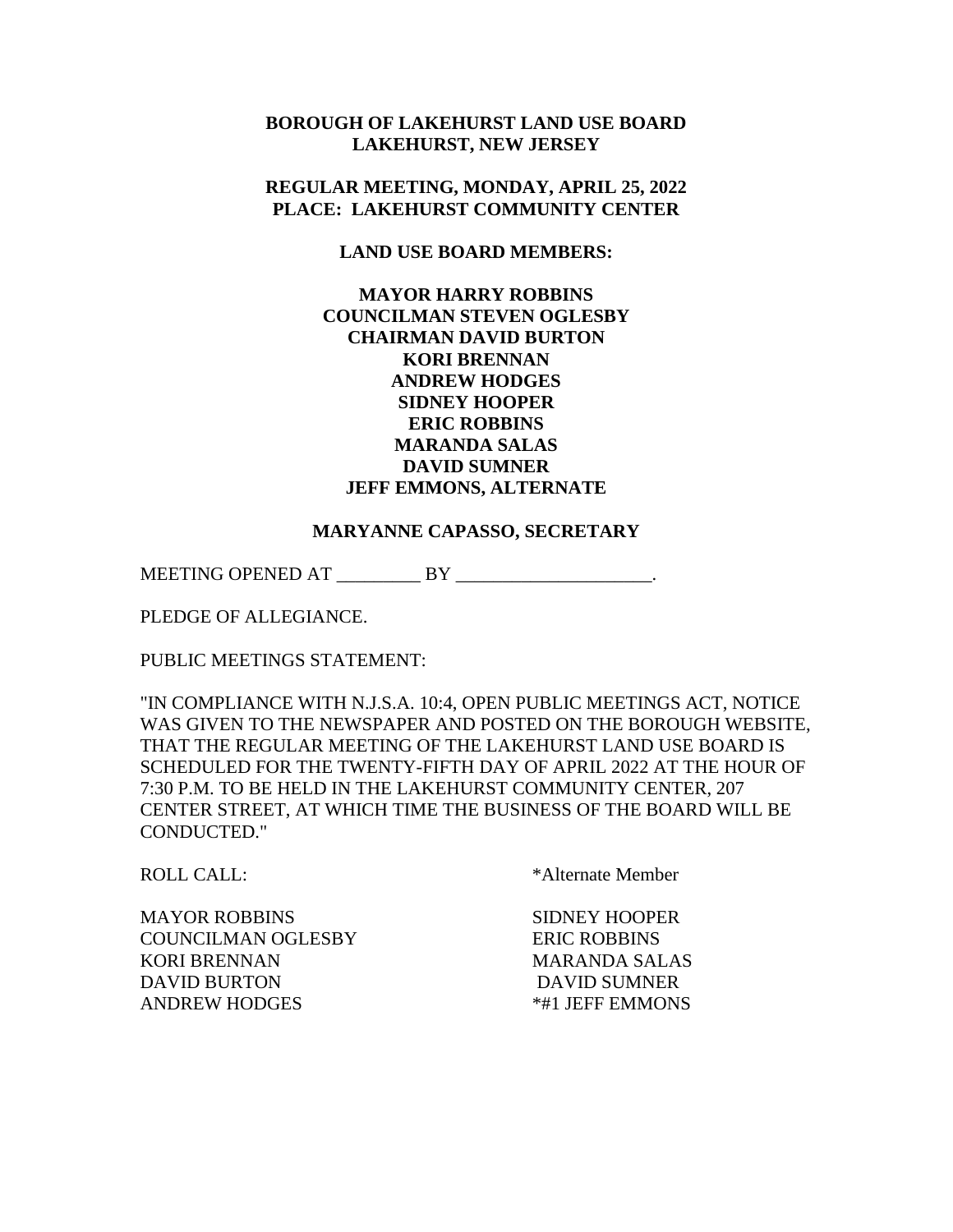**BOROUGH OF LAKEHURST LAND USE BOARD**
**LAKEHURST, NEW JERSEY**

**REGULAR MEETING, MONDAY, APRIL 25, 2022**
**PLACE: LAKEHURST COMMUNITY CENTER**

**LAND USE BOARD MEMBERS:**

**MAYOR HARRY ROBBINS**
**COUNCILMAN STEVEN OGLESBY**
**CHAIRMAN DAVID BURTON**
**KORI BRENNAN**
**ANDREW HODGES**
**SIDNEY HOOPER**
**ERIC ROBBINS**
**MARANDA SALAS**
**DAVID SUMNER**
**JEFF EMMONS, ALTERNATE**

**MARYANNE CAPASSO, SECRETARY**

MEETING OPENED AT _________ BY _____________________.

PLEDGE OF ALLEGIANCE.

PUBLIC MEETINGS STATEMENT:

"IN COMPLIANCE WITH N.J.S.A. 10:4, OPEN PUBLIC MEETINGS ACT, NOTICE WAS GIVEN TO THE NEWSPAPER AND POSTED ON THE BOROUGH WEBSITE, THAT THE REGULAR MEETING OF THE LAKEHURST LAND USE BOARD IS SCHEDULED FOR THE TWENTY-FIFTH DAY OF APRIL 2022 AT THE HOUR OF 7:30 P.M. TO BE HELD IN THE LAKEHURST COMMUNITY CENTER, 207 CENTER STREET, AT WHICH TIME THE BUSINESS OF THE BOARD WILL BE CONDUCTED."

ROLL CALL: *Alternate Member

MAYOR ROBBINS
COUNCILMAN OGLESBY
KORI BRENNAN
DAVID BURTON
ANDREW HODGES
SIDNEY HOOPER
ERIC ROBBINS
MARANDA SALAS
DAVID SUMNER
*#1 JEFF EMMONS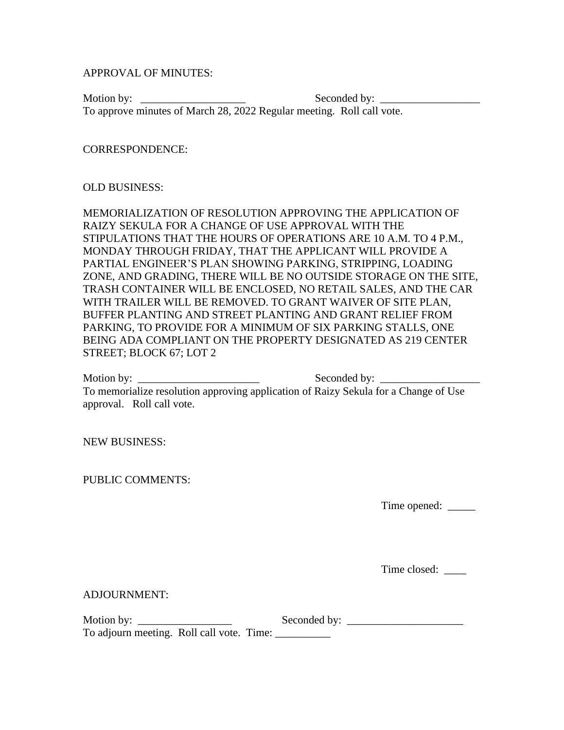APPROVAL OF MINUTES:

Motion by: ___________________ Seconded by: __________________
To approve minutes of March 28, 2022 Regular meeting. Roll call vote.

CORRESPONDENCE:

OLD BUSINESS:

MEMORIALIZATION OF RESOLUTION APPROVING THE APPLICATION OF RAIZY SEKULA FOR A CHANGE OF USE APPROVAL WITH THE STIPULATIONS THAT THE HOURS OF OPERATIONS ARE 10 A.M. TO 4 P.M., MONDAY THROUGH FRIDAY, THAT THE APPLICANT WILL PROVIDE A PARTIAL ENGINEER'S PLAN SHOWING PARKING, STRIPPING, LOADING ZONE, AND GRADING, THERE WILL BE NO OUTSIDE STORAGE ON THE SITE, TRASH CONTAINER WILL BE ENCLOSED, NO RETAIL SALES, AND THE CAR WITH TRAILER WILL BE REMOVED. TO GRANT WAIVER OF SITE PLAN, BUFFER PLANTING AND STREET PLANTING AND GRANT RELIEF FROM PARKING, TO PROVIDE FOR A MINIMUM OF SIX PARKING STALLS, ONE BEING ADA COMPLIANT ON THE PROPERTY DESIGNATED AS 219 CENTER STREET; BLOCK 67; LOT 2

Motion by: ______________________ Seconded by: __________________
To memorialize resolution approving application of Raizy Sekula for a Change of Use approval. Roll call vote.

NEW BUSINESS:

PUBLIC COMMENTS:

Time opened: _____

Time closed: ____

ADJOURNMENT:

Motion by: _________________ Seconded by: _____________________
To adjourn meeting. Roll call vote. Time: __________